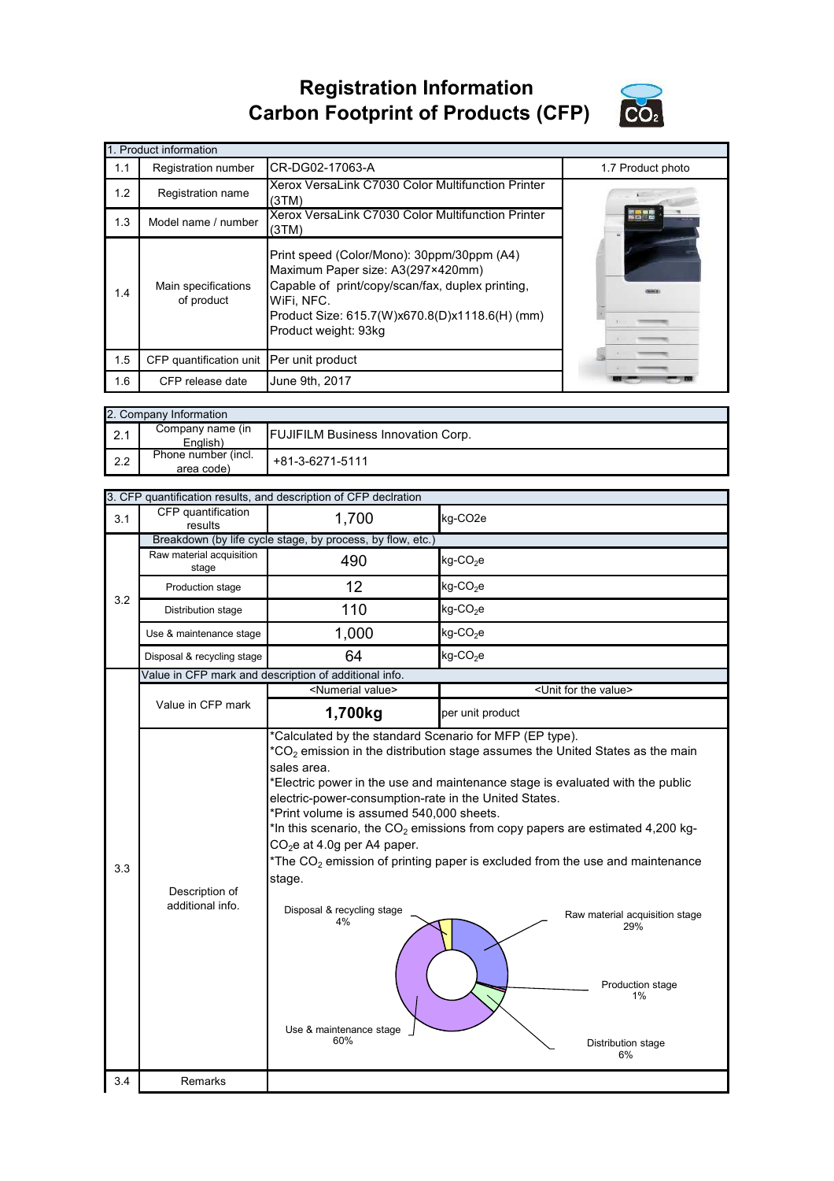# Registration Information
# Carbon Footprint of Products (CFP)

| 1. Product information | | | |
|---|---|---|---|
| 1.1 | Registration number | CR-DG02-17063-A | 1.7 Product photo |
| 1.2 | Registration name | Xerox VersaLink C7030 Color Multifunction Printer (3TM) | |
| 1.3 | Model name / number | Xerox VersaLink C7030 Color Multifunction Printer (3TM) | |
| 1.4 | Main specifications of product | Print speed (Color/Mono): 30ppm/30ppm (A4)<br>Maximum Paper size: A3(297×420mm)<br>Capable of print/copy/scan/fax, duplex printing, WiFi, NFC.<br>Product Size: 615.7(W)x670.8(D)x1118.6(H) (mm)<br>Product weight: 93kg | |
| 1.5 | CFP quantification unit | Per unit product | |
| 1.6 | CFP release date | June 9th, 2017 | |

| 2. Company Information | | |
|---|---|---|
| 2.1 | Company name (in English) | FUJIFILM Business Innovation Corp. |
| 2.2 | Phone number (incl. area code) | +81-3-6271-5111 |

| 3. CFP quantification results, and description of CFP declration | | | |
|---|---|---|---|
| 3.1 | CFP quantification results | 1,700 | kg-CO2e |
| 3.2 | Breakdown (by life cycle stage, by process, by flow, etc.) | | |
| | Raw material acquisition stage | 490 | kg-$CO_2$e |
| | Production stage | 12 | kg-$CO_2$e |
| | Distribution stage | 110 | kg-$CO_2$e |
| | Use & maintenance stage | 1,000 | kg-$CO_2$e |
| | Disposal & recycling stage | 64 | kg-$CO_2$e |
| 3.3 | Value in CFP mark and description of additional info. | | |
| | Value in CFP mark | <Numerial value><br>**1,700kg** | <Unit for the value><br>per unit product |
| | Description of additional info. | *Calculated by the standard Scenario for MFP (EP type).<br>*$CO_2$ emission in the distribution stage assumes the United States as the main sales area.<br>*Electric power in the use and maintenance stage is evaluated with the public electric-power-consumption-rate in the United States.<br>*Print volume is assumed 540,000 sheets.<br>*In this scenario, the $CO_2$ emissions from copy papers are estimated 4,200 kg-$CO_2$e at 4.0g per A4 paper.<br>*The $CO_2$ emission of printing paper is excluded from the use and maintenance stage.<br><br>Disposal & recycling stage 4%<br>Raw material acquisition stage 29%<br>Production stage 1%<br>Distribution stage 6%<br>Use & maintenance stage 60% | |
| 3.4 | Remarks | | |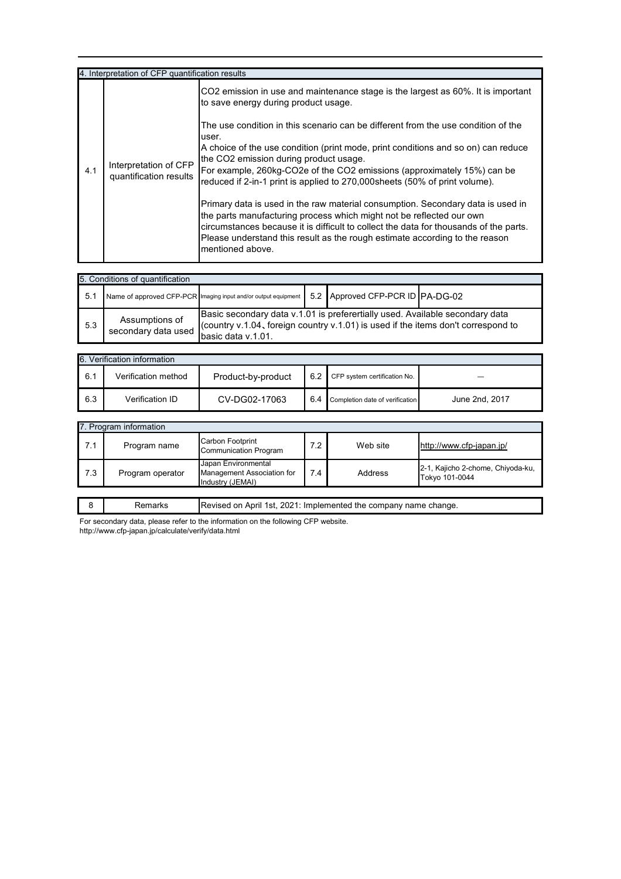## 4. Interpretation of CFP quantification results

| | | |
|---|---|---|
| 4.1 | Interpretation of CFP quantification results | $CO_2$ emission in use and maintenance stage is the largest as 60%. It is important to save energy during product usage.<br><br>The use condition in this scenario can be different from the use condition of the user.<br>A choice of the use condition (print mode, print conditions and so on) can reduce the $CO_2$ emission during product usage.<br>For example, 260kg-CO2e of the $CO_2$ emissions (approximately 15%) can be reduced if 2-in-1 print is applied to 270,000sheets (50% of print volume).<br><br>Primary data is used in the raw material consumption. Secondary data is used in the parts manufacturing process which might not be reflected our own circumstances because it is difficult to collect the data for thousands of the parts. Please understand this result as the rough estimate according to the reason mentioned above. |

## 5. Conditions of quantification

| | | | | | |
|---|---|---|---|---|---|
| 5.1 | Name of approved CFP-PCR | Imaging input and/or output equipment | 5.2 | Approved CFP-PCR ID | PA-DG-02 |
| 5.3 | Assumptions of secondary data used | Basic secondary data v.1.01 is preferertially used. Available secondary data (country v.1.04、foreign country v.1.01) is used if the items don't correspond to basic data v.1.01. | | | |

## 6. Verification information

| | | | | | |
|---|---|---|---|---|---|
| 6.1 | Verification method | Product-by-product | 6.2 | CFP system certification No. | — |
| 6.3 | Verification ID | CV-DG02-17063 | 6.4 | Completion date of verification | June 2nd, 2017 |

## 7. Program information

| | | | | | |
|---|---|---|---|---|---|
| 7.1 | Program name | Carbon Footprint Communication Program | 7.2 | Web site | http://www.cfp-japan.jp/ |
| 7.3 | Program operator | Japan Environmental Management Association for Industry (JEMAI) | 7.4 | Address | 2-1, Kajicho 2-chome, Chiyoda-ku, Tokyo 101-0044 |

| | | |
|---|---|---|
| 8 | Remarks | Revised on April 1st, 2021: Implemented the company name change. |

For secondary data, please refer to the information on the following CFP website.
http://www.cfp-japan.jp/calculate/verify/data.html